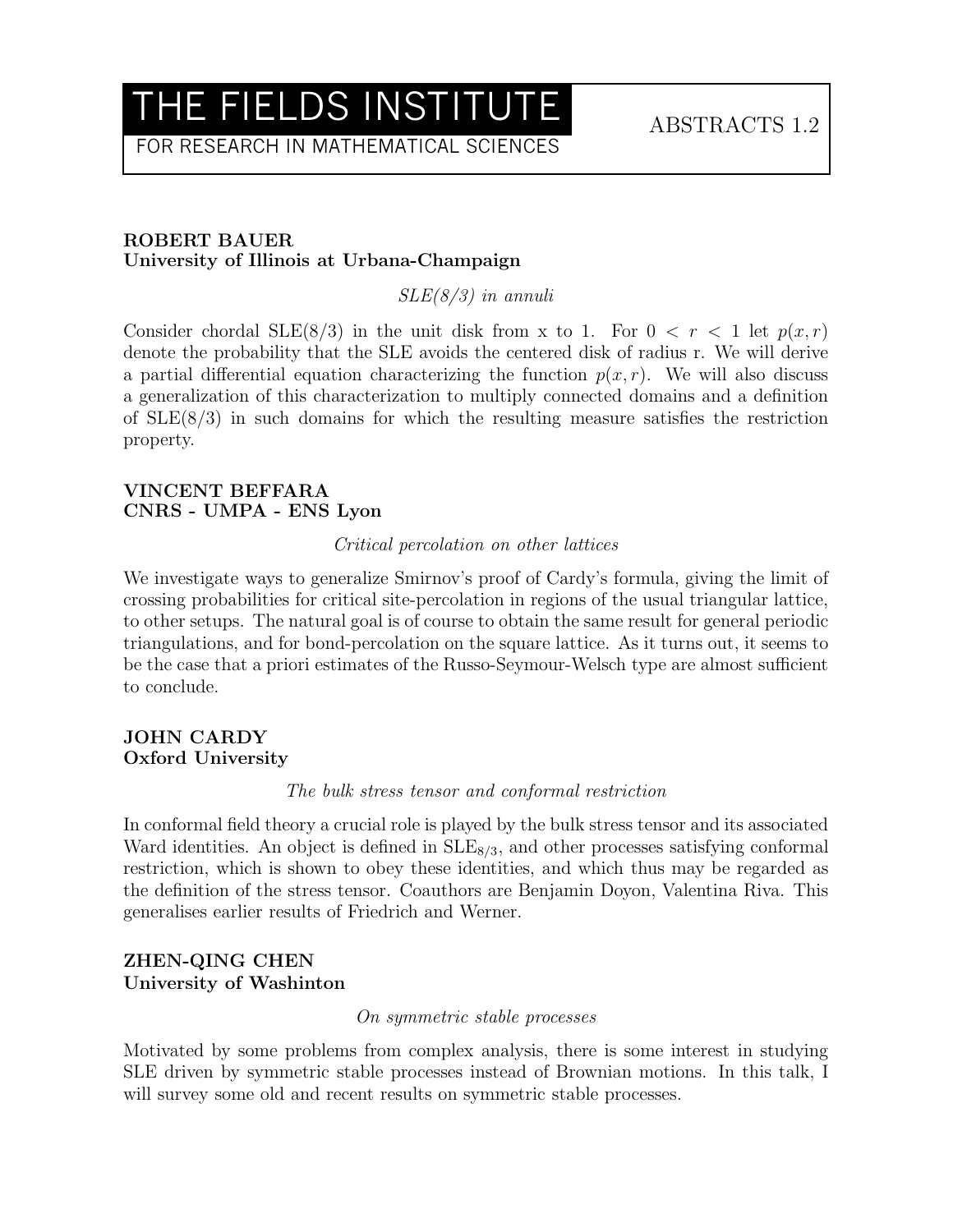# THE FIELDS INSTITUTE

FOR RESEARCH IN MATHEMATICAL SCIENCES

ABSTRACTS 1.2

**ROBERT BAUER**
**University of Illinois at Urbana-Champaign**

*SLE(8/3) in annuli*

Consider chordal SLE(8/3) in the unit disk from x to 1. For $0 < r < 1$ let $p(x, r)$ denote the probability that the SLE avoids the centered disk of radius r. We will derive a partial differential equation characterizing the function $p(x, r)$. We will also discuss a generalization of this characterization to multiply connected domains and a definition of SLE(8/3) in such domains for which the resulting measure satisfies the restriction property.

**VINCENT BEFFARA**
**CNRS - UMPA - ENS Lyon**

*Critical percolation on other lattices*

We investigate ways to generalize Smirnov's proof of Cardy's formula, giving the limit of crossing probabilities for critical site-percolation in regions of the usual triangular lattice, to other setups. The natural goal is of course to obtain the same result for general periodic triangulations, and for bond-percolation on the square lattice. As it turns out, it seems to be the case that a priori estimates of the Russo-Seymour-Welsch type are almost sufficient to conclude.

**JOHN CARDY**
**Oxford University**

*The bulk stress tensor and conformal restriction*

In conformal field theory a crucial role is played by the bulk stress tensor and its associated Ward identities. An object is defined in $\mathrm{SLE}_{8/3}$, and other processes satisfying conformal restriction, which is shown to obey these identities, and which thus may be regarded as the definition of the stress tensor. Coauthors are Benjamin Doyon, Valentina Riva. This generalises earlier results of Friedrich and Werner.

**ZHEN-QING CHEN**
**University of Washinton**

*On symmetric stable processes*

Motivated by some problems from complex analysis, there is some interest in studying SLE driven by symmetric stable processes instead of Brownian motions. In this talk, I will survey some old and recent results on symmetric stable processes.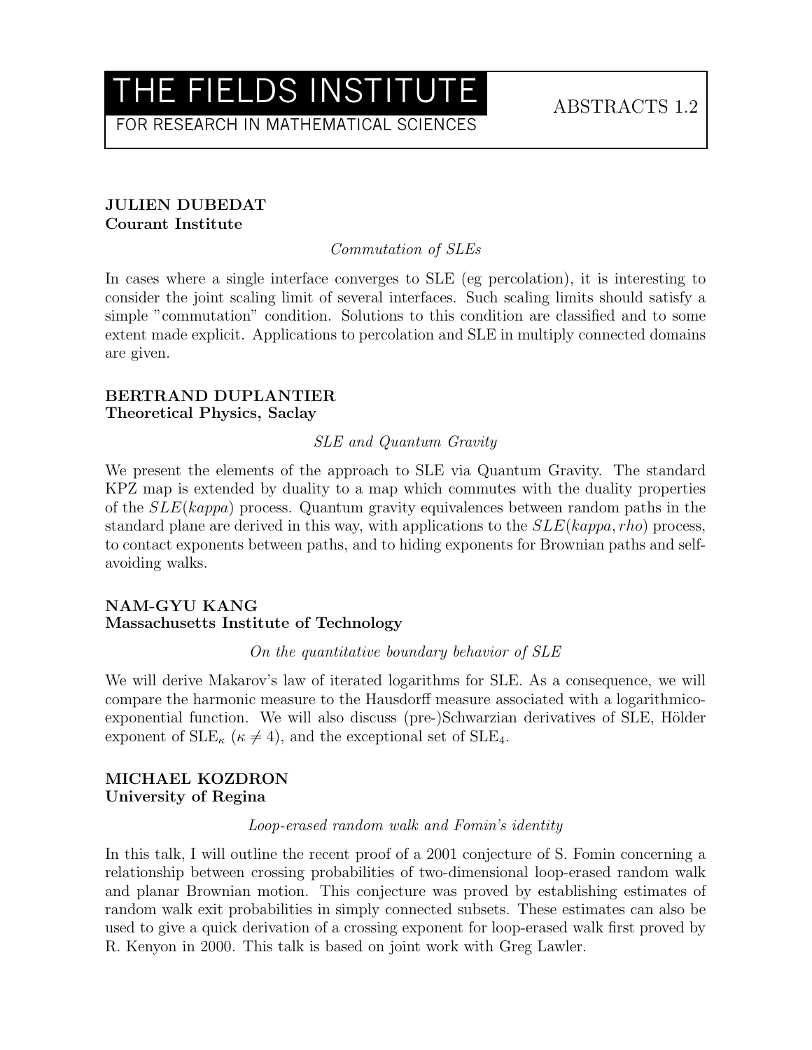# THE FIELDS INSTITUTE

FOR RESEARCH IN MATHEMATICAL SCIENCES

ABSTRACTS 1.2

**JULIEN DUBEDAT**
**Courant Institute**

*Commutation of SLEs*

In cases where a single interface converges to SLE (eg percolation), it is interesting to consider the joint scaling limit of several interfaces. Such scaling limits should satisfy a simple "commutation" condition. Solutions to this condition are classified and to some extent made explicit. Applications to percolation and SLE in multiply connected domains are given.

**BERTRAND DUPLANTIER**
**Theoretical Physics, Saclay**

*SLE and Quantum Gravity*

We present the elements of the approach to SLE via Quantum Gravity. The standard KPZ map is extended by duality to a map which commutes with the duality properties of the $SLE(kappa)$ process. Quantum gravity equivalences between random paths in the standard plane are derived in this way, with applications to the $SLE(kappa, rho)$ process, to contact exponents between paths, and to hiding exponents for Brownian paths and self-avoiding walks.

**NAM-GYU KANG**
**Massachusetts Institute of Technology**

*On the quantitative boundary behavior of SLE*

We will derive Makarov's law of iterated logarithms for SLE. As a consequence, we will compare the harmonic measure to the Hausdorff measure associated with a logarithmico-exponential function. We will also discuss (pre-)Schwarzian derivatives of SLE, Hölder exponent of $\mathrm{SLE}_\kappa$ ($\kappa \neq 4$), and the exceptional set of $\mathrm{SLE}_4$.

**MICHAEL KOZDRON**
**University of Regina**

*Loop-erased random walk and Fomin's identity*

In this talk, I will outline the recent proof of a 2001 conjecture of S. Fomin concerning a relationship between crossing probabilities of two-dimensional loop-erased random walk and planar Brownian motion. This conjecture was proved by establishing estimates of random walk exit probabilities in simply connected subsets. These estimates can also be used to give a quick derivation of a crossing exponent for loop-erased walk first proved by R. Kenyon in 2000. This talk is based on joint work with Greg Lawler.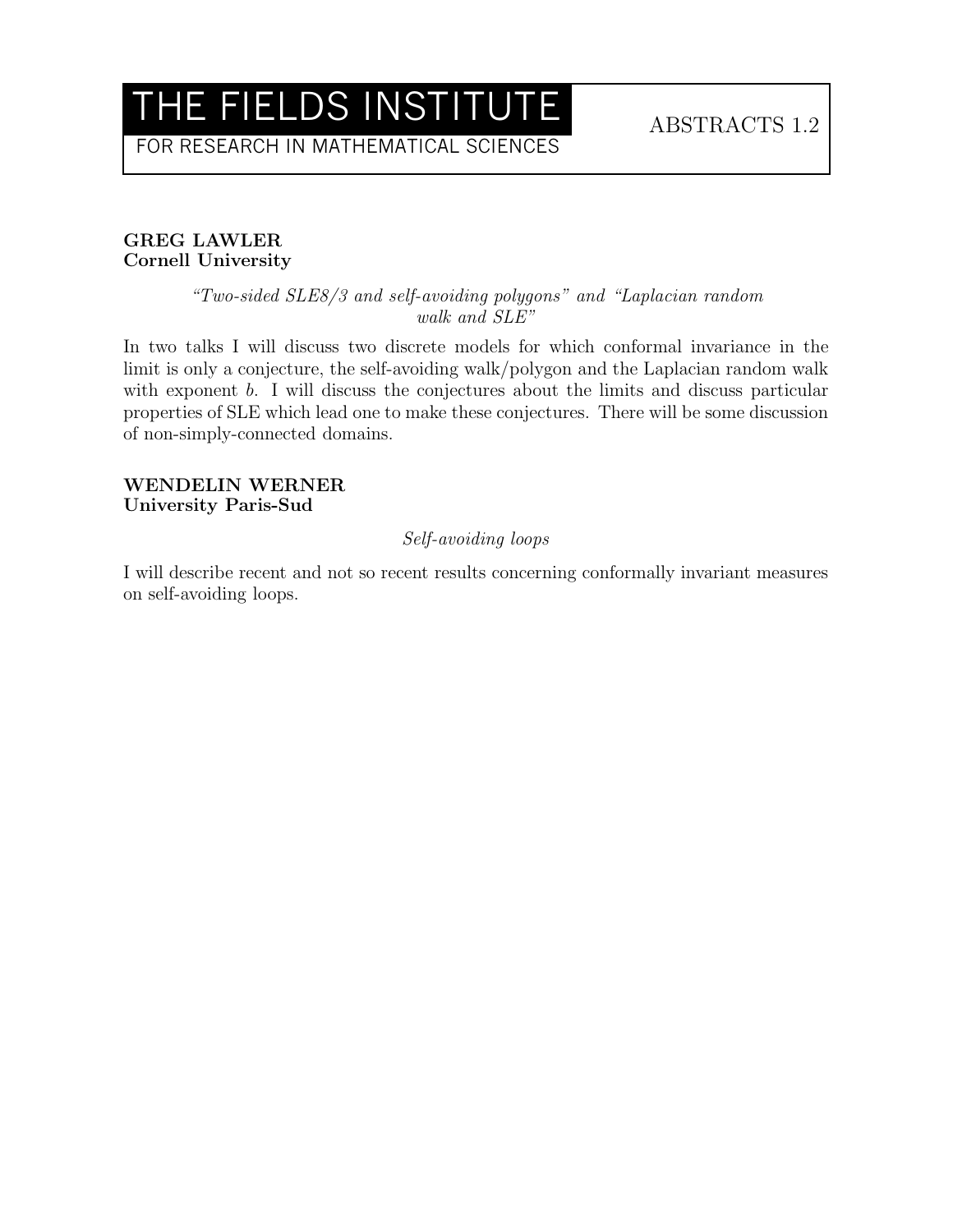# THE FIELDS INSTITUTE

FOR RESEARCH IN MATHEMATICAL SCIENCES

ABSTRACTS 1.2

**GREG LAWLER**
**Cornell University**

*"Two-sided SLE8/3 and self-avoiding polygons" and "Laplacian random walk and SLE"*

In two talks I will discuss two discrete models for which conformal invariance in the limit is only a conjecture, the self-avoiding walk/polygon and the Laplacian random walk with exponent $b$. I will discuss the conjectures about the limits and discuss particular properties of SLE which lead one to make these conjectures. There will be some discussion of non-simply-connected domains.

**WENDELIN WERNER**
**University Paris-Sud**

*Self-avoiding loops*

I will describe recent and not so recent results concerning conformally invariant measures on self-avoiding loops.